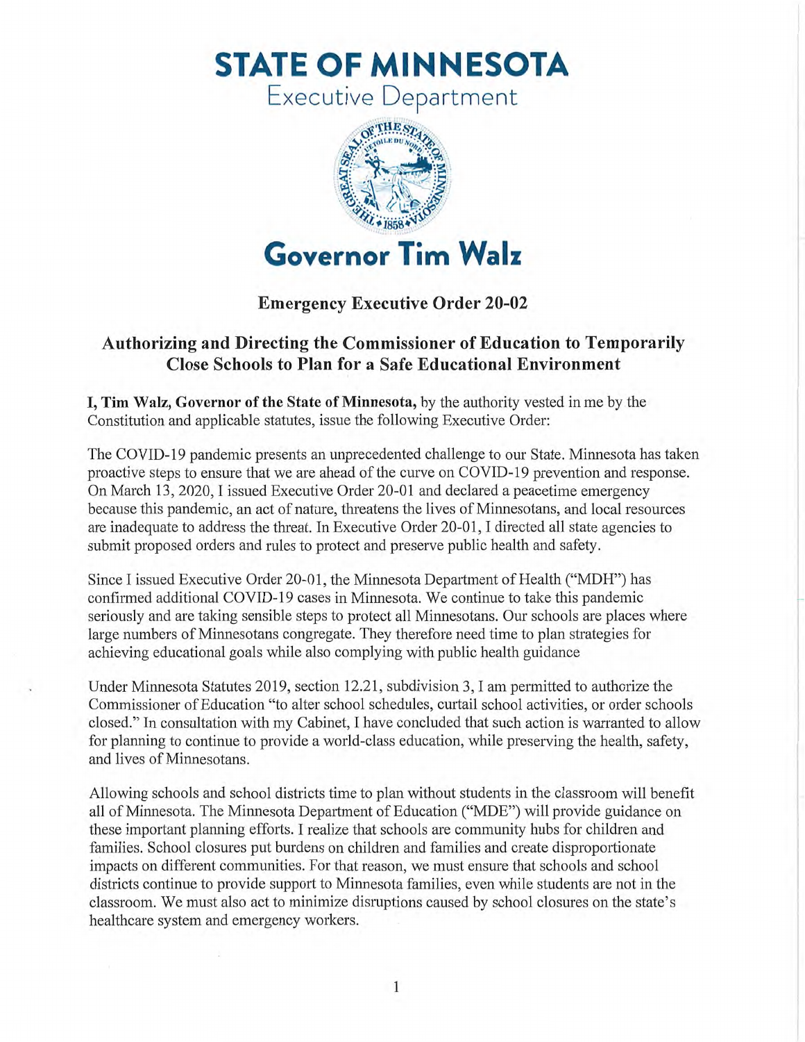# STATE OF MINNESOTA

Executive Department

# Governor Tim Walz

## Emergency Executive Order 20-02

## Authorizing and Directing the Commissioner of Education to Temporarily Close Schools to Plan for a Safe Educational Environment

**I, Tim Walz, Governor of the State of Minnesota,** by the authority vested in me by the Constitution and applicable statutes, issue the following Executive Order:

The COVID-19 pandemic presents an unprecedented challenge to our State. Minnesota has taken proactive steps to ensure that we are ahead of the curve on COVID-19 prevention and response. On March 13, 2020, I issued Executive Order 20-01 and declared a peacetime emergency because this pandemic, an act of nature, threatens the lives of Minnesotans, and local resources are inadequate to address the threat. In Executive Order 20-01, I directed all state agencies to submit proposed orders and rules to protect and preserve public health and safety.

Since I issued Executive Order 20-01, the Minnesota Department of Health ("MDH") has confirmed additional COVID-19 cases in Minnesota. We continue to take this pandemic seriously and are taking sensible steps to protect all Minnesotans. Our schools are places where large numbers of Minnesotans congregate. They therefore need time to plan strategies for achieving educational goals while also complying with public health guidance

Under Minnesota Statutes 2019, section 12.21, subdivision 3, I am permitted to authorize the Commissioner of Education "to alter school schedules, curtail school activities, or order schools closed." In consultation with my Cabinet, I have concluded that such action is warranted to allow for planning to continue to provide a world-class education, while preserving the health, safety, and lives of Minnesotans.

Allowing schools and school districts time to plan without students in the classroom will benefit all of Minnesota. The Minnesota Department of Education ("MDE") will provide guidance on these important planning efforts. I realize that schools are community hubs for children and families. School closures put burdens on children and families and create disproportionate impacts on different communities. For that reason, we must ensure that schools and school districts continue to provide support to Minnesota families, even while students are not in the classroom. We must also act to minimize disruptions caused by school closures on the state's healthcare system and emergency workers.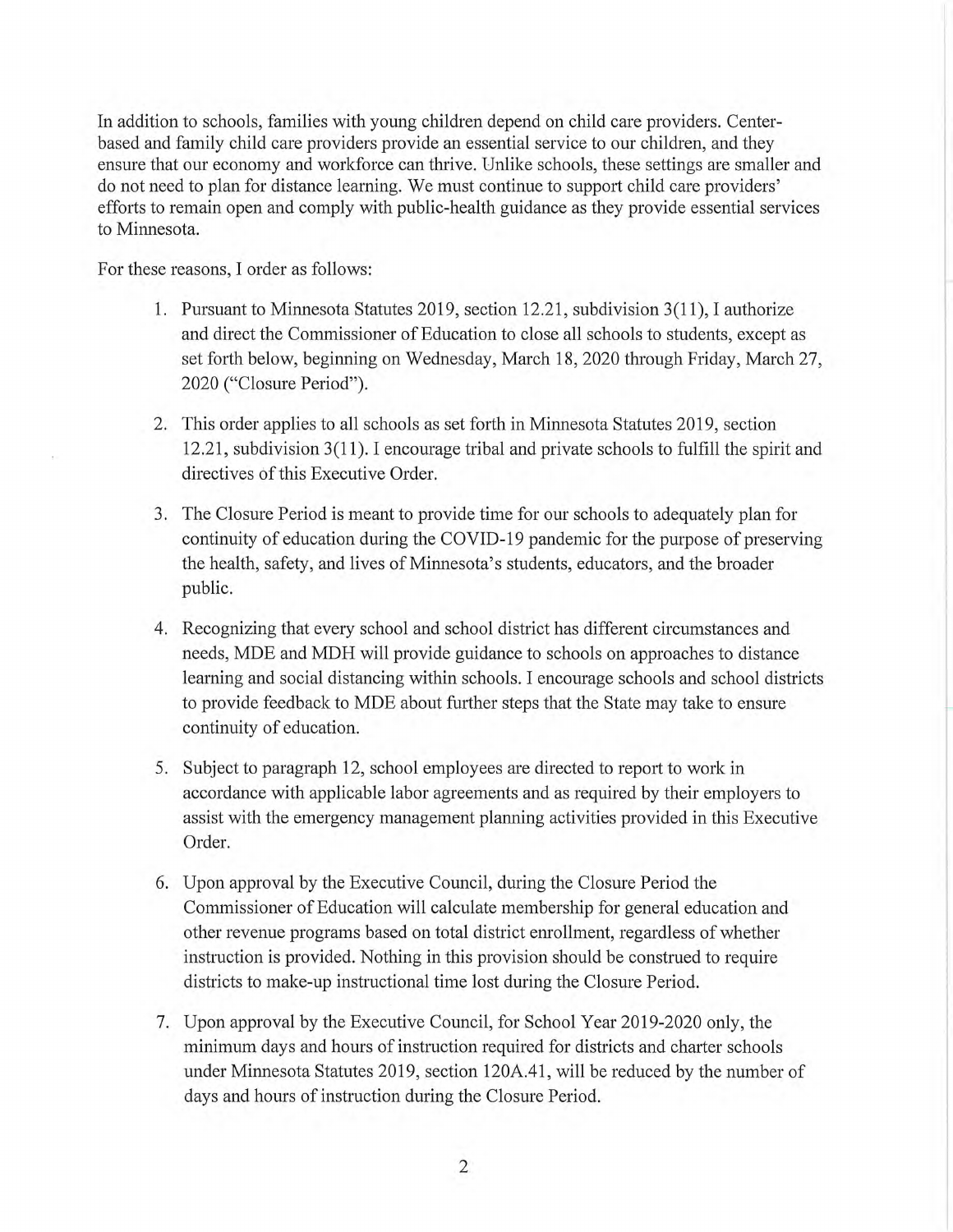In addition to schools, families with young children depend on child care providers. Center-based and family child care providers provide an essential service to our children, and they ensure that our economy and workforce can thrive. Unlike schools, these settings are smaller and do not need to plan for distance learning. We must continue to support child care providers' efforts to remain open and comply with public-health guidance as they provide essential services to Minnesota.

For these reasons, I order as follows:

1. Pursuant to Minnesota Statutes 2019, section 12.21, subdivision 3(11), I authorize and direct the Commissioner of Education to close all schools to students, except as set forth below, beginning on Wednesday, March 18, 2020 through Friday, March 27, 2020 ("Closure Period").

2. This order applies to all schools as set forth in Minnesota Statutes 2019, section 12.21, subdivision 3(11). I encourage tribal and private schools to fulfill the spirit and directives of this Executive Order.

3. The Closure Period is meant to provide time for our schools to adequately plan for continuity of education during the COVID-19 pandemic for the purpose of preserving the health, safety, and lives of Minnesota's students, educators, and the broader public.

4. Recognizing that every school and school district has different circumstances and needs, MDE and MDH will provide guidance to schools on approaches to distance learning and social distancing within schools. I encourage schools and school districts to provide feedback to MDE about further steps that the State may take to ensure continuity of education.

5. Subject to paragraph 12, school employees are directed to report to work in accordance with applicable labor agreements and as required by their employers to assist with the emergency management planning activities provided in this Executive Order.

6. Upon approval by the Executive Council, during the Closure Period the Commissioner of Education will calculate membership for general education and other revenue programs based on total district enrollment, regardless of whether instruction is provided. Nothing in this provision should be construed to require districts to make-up instructional time lost during the Closure Period.

7. Upon approval by the Executive Council, for School Year 2019-2020 only, the minimum days and hours of instruction required for districts and charter schools under Minnesota Statutes 2019, section 120A.41, will be reduced by the number of days and hours of instruction during the Closure Period.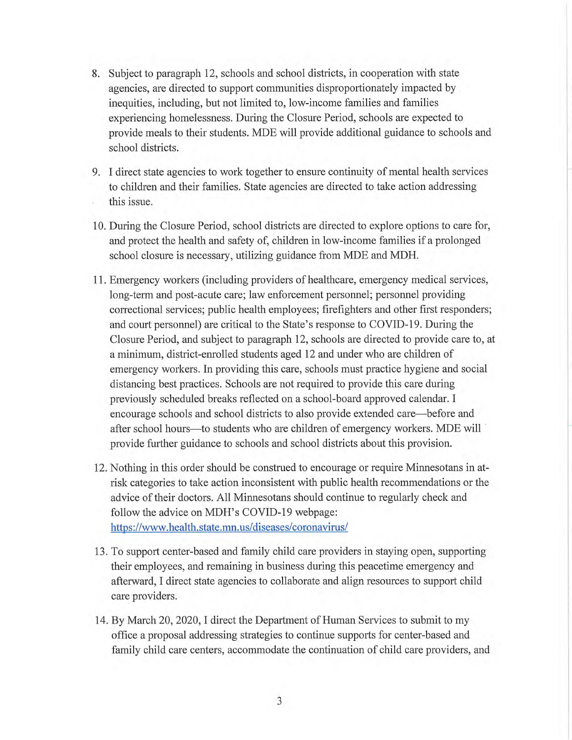8. Subject to paragraph 12, schools and school districts, in cooperation with state agencies, are directed to support communities disproportionately impacted by inequities, including, but not limited to, low-income families and families experiencing homelessness. During the Closure Period, schools are expected to provide meals to their students. MDE will provide additional guidance to schools and school districts.

9. I direct state agencies to work together to ensure continuity of mental health services to children and their families. State agencies are directed to take action addressing this issue.

10. During the Closure Period, school districts are directed to explore options to care for, and protect the health and safety of, children in low-income families if a prolonged school closure is necessary, utilizing guidance from MDE and MDH.

11. Emergency workers (including providers of healthcare, emergency medical services, long-term and post-acute care; law enforcement personnel; personnel providing correctional services; public health employees; firefighters and other first responders; and court personnel) are critical to the State's response to COVID-19. During the Closure Period, and subject to paragraph 12, schools are directed to provide care to, at a minimum, district-enrolled students aged 12 and under who are children of emergency workers. In providing this care, schools must practice hygiene and social distancing best practices. Schools are not required to provide this care during previously scheduled breaks reflected on a school-board approved calendar. I encourage schools and school districts to also provide extended care—before and after school hours—to students who are children of emergency workers. MDE will provide further guidance to schools and school districts about this provision.

12. Nothing in this order should be construed to encourage or require Minnesotans in at-risk categories to take action inconsistent with public health recommendations or the advice of their doctors. All Minnesotans should continue to regularly check and follow the advice on MDH's COVID-19 webpage: https://www.health.state.mn.us/diseases/coronavirus/

13. To support center-based and family child care providers in staying open, supporting their employees, and remaining in business during this peacetime emergency and afterward, I direct state agencies to collaborate and align resources to support child care providers.

14. By March 20, 2020, I direct the Department of Human Services to submit to my office a proposal addressing strategies to continue supports for center-based and family child care centers, accommodate the continuation of child care providers, and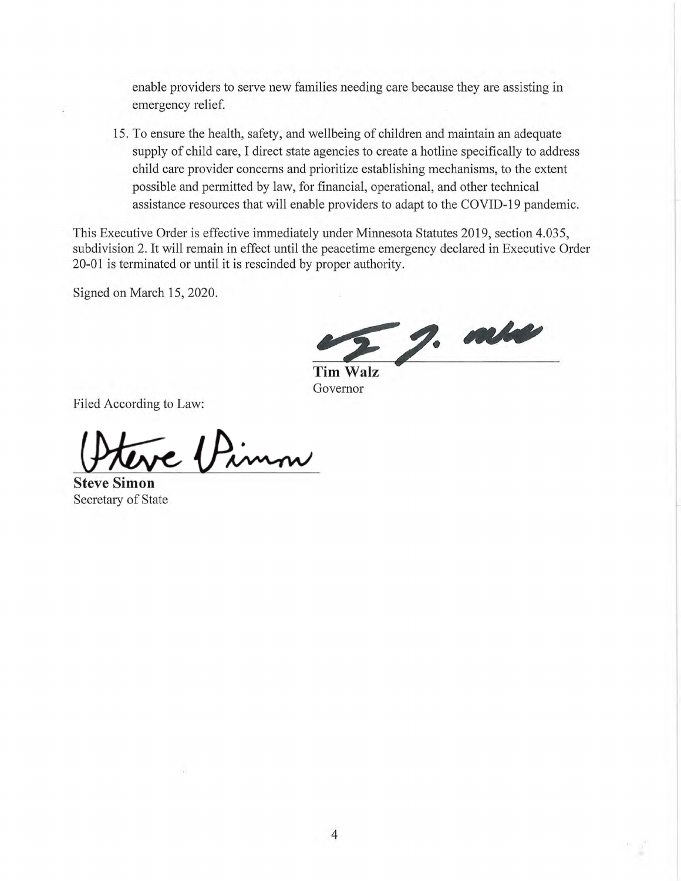enable providers to serve new families needing care because they are assisting in emergency relief.

15. To ensure the health, safety, and wellbeing of children and maintain an adequate supply of child care, I direct state agencies to create a hotline specifically to address child care provider concerns and prioritize establishing mechanisms, to the extent possible and permitted by law, for financial, operational, and other technical assistance resources that will enable providers to adapt to the COVID-19 pandemic.

This Executive Order is effective immediately under Minnesota Statutes 2019, section 4.035, subdivision 2. It will remain in effect until the peacetime emergency declared in Executive Order 20-01 is terminated or until it is rescinded by proper authority.

Signed on March 15, 2020.

**Tim Walz**
Governor

Filed According to Law:

**Steve Simon**
Secretary of State